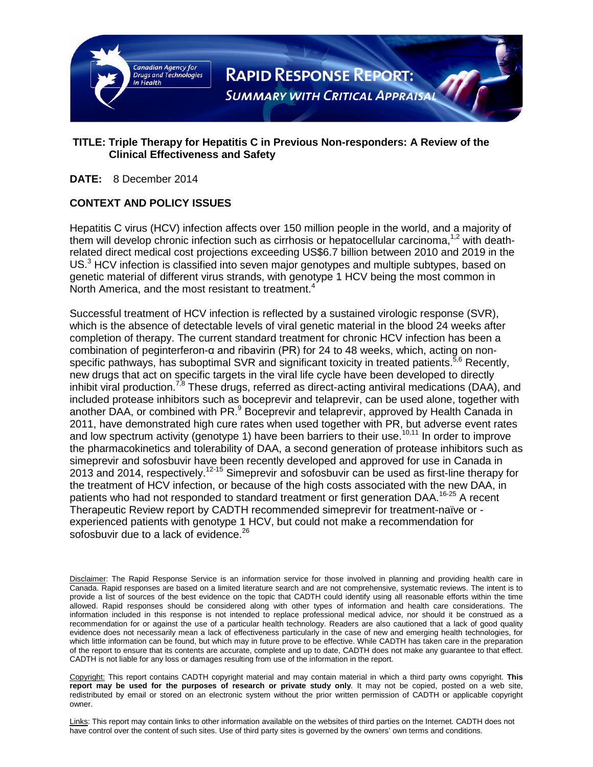Canadian Agency for Drugs and Technologies in Health

# RAPID RESPONSE REPORT: SUMMARY WITH CRITICAL APPRAISAL

**TITLE: Triple Therapy for Hepatitis C in Previous Non-responders: A Review of the Clinical Effectiveness and Safety**

**DATE:** 8 December 2014

## CONTEXT AND POLICY ISSUES

Hepatitis C virus (HCV) infection affects over 150 million people in the world, and a majority of them will develop chronic infection such as cirrhosis or hepatocellular carcinoma,[1,2] with death-related direct medical cost projections exceeding US$6.7 billion between 2010 and 2019 in the US.[3] HCV infection is classified into seven major genotypes and multiple subtypes, based on genetic material of different virus strands, with genotype 1 HCV being the most common in North America, and the most resistant to treatment.[4]

Successful treatment of HCV infection is reflected by a sustained virologic response (SVR), which is the absence of detectable levels of viral genetic material in the blood 24 weeks after completion of therapy. The current standard treatment for chronic HCV infection has been a combination of peginterferon-α and ribavirin (PR) for 24 to 48 weeks, which, acting on non-specific pathways, has suboptimal SVR and significant toxicity in treated patients.[5,6] Recently, new drugs that act on specific targets in the viral life cycle have been developed to directly inhibit viral production.[7,8] These drugs, referred as direct-acting antiviral medications (DAA), and included protease inhibitors such as boceprevir and telaprevir, can be used alone, together with another DAA, or combined with PR.[9] Boceprevir and telaprevir, approved by Health Canada in 2011, have demonstrated high cure rates when used together with PR, but adverse event rates and low spectrum activity (genotype 1) have been barriers to their use.[10,11] In order to improve the pharmacokinetics and tolerability of DAA, a second generation of protease inhibitors such as simeprevir and sofosbuvir have been recently developed and approved for use in Canada in 2013 and 2014, respectively.[12-15] Simeprevir and sofosbuvir can be used as first-line therapy for the treatment of HCV infection, or because of the high costs associated with the new DAA, in patients who had not responded to standard treatment or first generation DAA.[16-25] A recent Therapeutic Review report by CADTH recommended simeprevir for treatment-naïve or -experienced patients with genotype 1 HCV, but could not make a recommendation for sofosbuvir due to a lack of evidence.[26]

Disclaimer: The Rapid Response Service is an information service for those involved in planning and providing health care in Canada. Rapid responses are based on a limited literature search and are not comprehensive, systematic reviews. The intent is to provide a list of sources of the best evidence on the topic that CADTH could identify using all reasonable efforts within the time allowed. Rapid responses should be considered along with other types of information and health care considerations. The information included in this response is not intended to replace professional medical advice, nor should it be construed as a recommendation for or against the use of a particular health technology. Readers are also cautioned that a lack of good quality evidence does not necessarily mean a lack of effectiveness particularly in the case of new and emerging health technologies, for which little information can be found, but which may in future prove to be effective. While CADTH has taken care in the preparation of the report to ensure that its contents are accurate, complete and up to date, CADTH does not make any guarantee to that effect. CADTH is not liable for any loss or damages resulting from use of the information in the report.

Copyright: This report contains CADTH copyright material and may contain material in which a third party owns copyright. **This report may be used for the purposes of research or private study only**. It may not be copied, posted on a web site, redistributed by email or stored on an electronic system without the prior written permission of CADTH or applicable copyright owner.

Links: This report may contain links to other information available on the websites of third parties on the Internet. CADTH does not have control over the content of such sites. Use of third party sites is governed by the owners' own terms and conditions.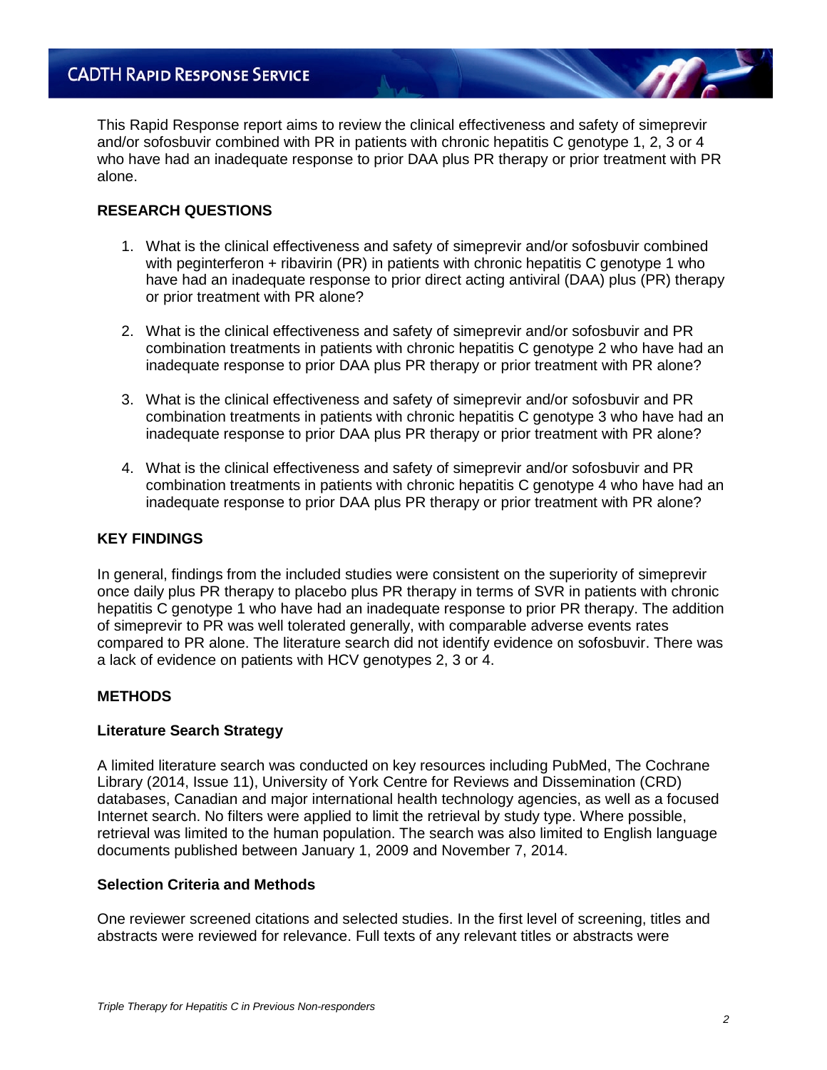This Rapid Response report aims to review the clinical effectiveness and safety of simeprevir and/or sofosbuvir combined with PR in patients with chronic hepatitis C genotype 1, 2, 3 or 4 who have had an inadequate response to prior DAA plus PR therapy or prior treatment with PR alone.

## RESEARCH QUESTIONS

1. What is the clinical effectiveness and safety of simeprevir and/or sofosbuvir combined with peginterferon + ribavirin (PR) in patients with chronic hepatitis C genotype 1 who have had an inadequate response to prior direct acting antiviral (DAA) plus (PR) therapy or prior treatment with PR alone?

2. What is the clinical effectiveness and safety of simeprevir and/or sofosbuvir and PR combination treatments in patients with chronic hepatitis C genotype 2 who have had an inadequate response to prior DAA plus PR therapy or prior treatment with PR alone?

3. What is the clinical effectiveness and safety of simeprevir and/or sofosbuvir and PR combination treatments in patients with chronic hepatitis C genotype 3 who have had an inadequate response to prior DAA plus PR therapy or prior treatment with PR alone?

4. What is the clinical effectiveness and safety of simeprevir and/or sofosbuvir and PR combination treatments in patients with chronic hepatitis C genotype 4 who have had an inadequate response to prior DAA plus PR therapy or prior treatment with PR alone?

## KEY FINDINGS

In general, findings from the included studies were consistent on the superiority of simeprevir once daily plus PR therapy to placebo plus PR therapy in terms of SVR in patients with chronic hepatitis C genotype 1 who have had an inadequate response to prior PR therapy. The addition of simeprevir to PR was well tolerated generally, with comparable adverse events rates compared to PR alone. The literature search did not identify evidence on sofosbuvir. There was a lack of evidence on patients with HCV genotypes 2, 3 or 4.

## METHODS

### Literature Search Strategy

A limited literature search was conducted on key resources including PubMed, The Cochrane Library (2014, Issue 11), University of York Centre for Reviews and Dissemination (CRD) databases, Canadian and major international health technology agencies, as well as a focused Internet search. No filters were applied to limit the retrieval by study type. Where possible, retrieval was limited to the human population. The search was also limited to English language documents published between January 1, 2009 and November 7, 2014.

### Selection Criteria and Methods

One reviewer screened citations and selected studies. In the first level of screening, titles and abstracts were reviewed for relevance. Full texts of any relevant titles or abstracts were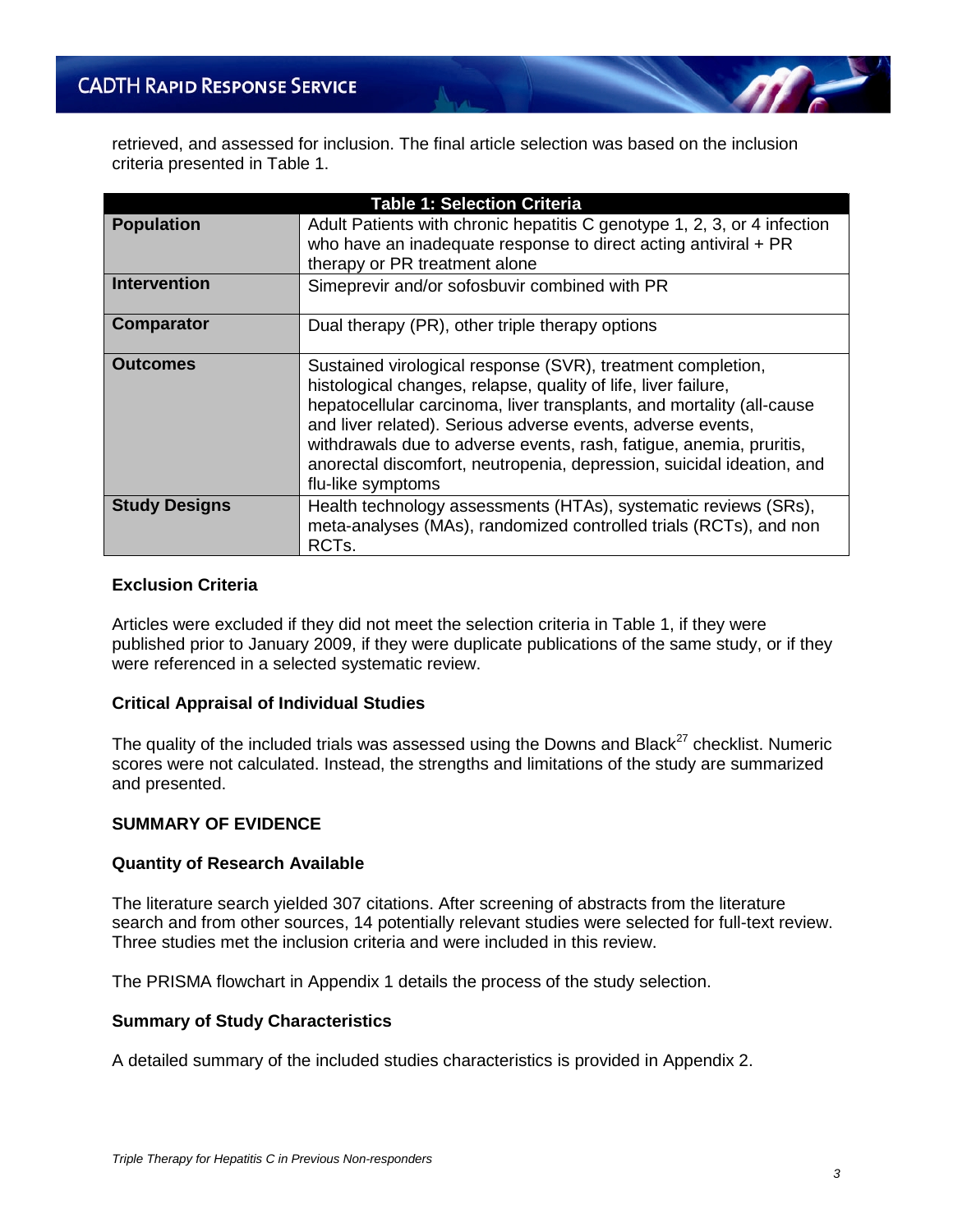retrieved, and assessed for inclusion. The final article selection was based on the inclusion criteria presented in Table 1.

| Table 1: Selection Criteria | |
|---|---|
| **Population** | Adult Patients with chronic hepatitis C genotype 1, 2, 3, or 4 infection who have an inadequate response to direct acting antiviral + PR therapy or PR treatment alone |
| **Intervention** | Simeprevir and/or sofosbuvir combined with PR |
| **Comparator** | Dual therapy (PR), other triple therapy options |
| **Outcomes** | Sustained virological response (SVR), treatment completion, histological changes, relapse, quality of life, liver failure, hepatocellular carcinoma, liver transplants, and mortality (all-cause and liver related). Serious adverse events, adverse events, withdrawals due to adverse events, rash, fatigue, anemia, pruritis, anorectal discomfort, neutropenia, depression, suicidal ideation, and flu-like symptoms |
| **Study Designs** | Health technology assessments (HTAs), systematic reviews (SRs), meta-analyses (MAs), randomized controlled trials (RCTs), and non RCTs. |

### Exclusion Criteria

Articles were excluded if they did not meet the selection criteria in Table 1, if they were published prior to January 2009, if they were duplicate publications of the same study, or if they were referenced in a selected systematic review.

### Critical Appraisal of Individual Studies

The quality of the included trials was assessed using the Downs and Black[27] checklist. Numeric scores were not calculated. Instead, the strengths and limitations of the study are summarized and presented.

## SUMMARY OF EVIDENCE

### Quantity of Research Available

The literature search yielded 307 citations. After screening of abstracts from the literature search and from other sources, 14 potentially relevant studies were selected for full-text review. Three studies met the inclusion criteria and were included in this review.

The PRISMA flowchart in Appendix 1 details the process of the study selection.

### Summary of Study Characteristics

A detailed summary of the included studies characteristics is provided in Appendix 2.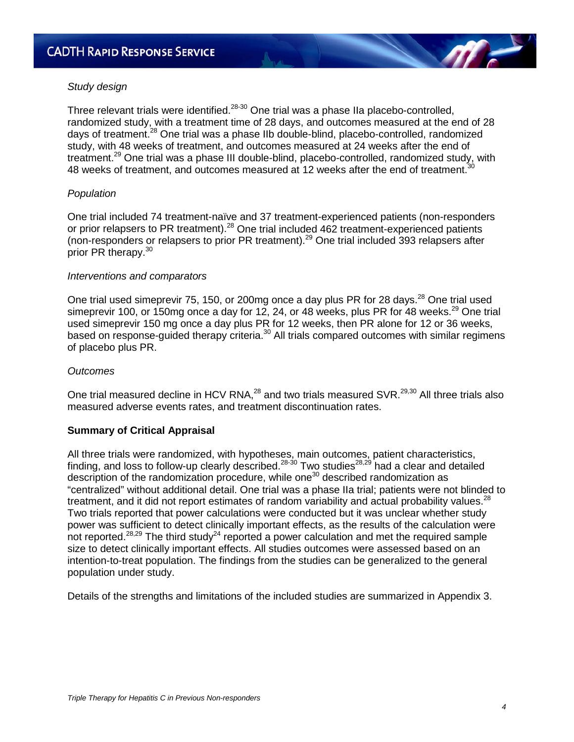*Study design*

Three relevant trials were identified.[28-30] One trial was a phase IIa placebo-controlled, randomized study, with a treatment time of 28 days, and outcomes measured at the end of 28 days of treatment.[28] One trial was a phase IIb double-blind, placebo-controlled, randomized study, with 48 weeks of treatment, and outcomes measured at 24 weeks after the end of treatment.[29] One trial was a phase III double-blind, placebo-controlled, randomized study, with 48 weeks of treatment, and outcomes measured at 12 weeks after the end of treatment.[30]

*Population*

One trial included 74 treatment-naïve and 37 treatment-experienced patients (non-responders or prior relapsers to PR treatment).[28] One trial included 462 treatment-experienced patients (non-responders or relapsers to prior PR treatment).[29] One trial included 393 relapsers after prior PR therapy.[30]

*Interventions and comparators*

One trial used simeprevir 75, 150, or 200mg once a day plus PR for 28 days.[28] One trial used simeprevir 100, or 150mg once a day for 12, 24, or 48 weeks, plus PR for 48 weeks.[29] One trial used simeprevir 150 mg once a day plus PR for 12 weeks, then PR alone for 12 or 36 weeks, based on response-guided therapy criteria.[30] All trials compared outcomes with similar regimens of placebo plus PR.

*Outcomes*

One trial measured decline in HCV RNA,[28] and two trials measured SVR.[29,30] All three trials also measured adverse events rates, and treatment discontinuation rates.

**Summary of Critical Appraisal**

All three trials were randomized, with hypotheses, main outcomes, patient characteristics, finding, and loss to follow-up clearly described.[28-30] Two studies[28,29] had a clear and detailed description of the randomization procedure, while one[30] described randomization as "centralized" without additional detail. One trial was a phase IIa trial; patients were not blinded to treatment, and it did not report estimates of random variability and actual probability values.[28] Two trials reported that power calculations were conducted but it was unclear whether study power was sufficient to detect clinically important effects, as the results of the calculation were not reported.[28,29] The third study[24] reported a power calculation and met the required sample size to detect clinically important effects. All studies outcomes were assessed based on an intention-to-treat population. The findings from the studies can be generalized to the general population under study.

Details of the strengths and limitations of the included studies are summarized in Appendix 3.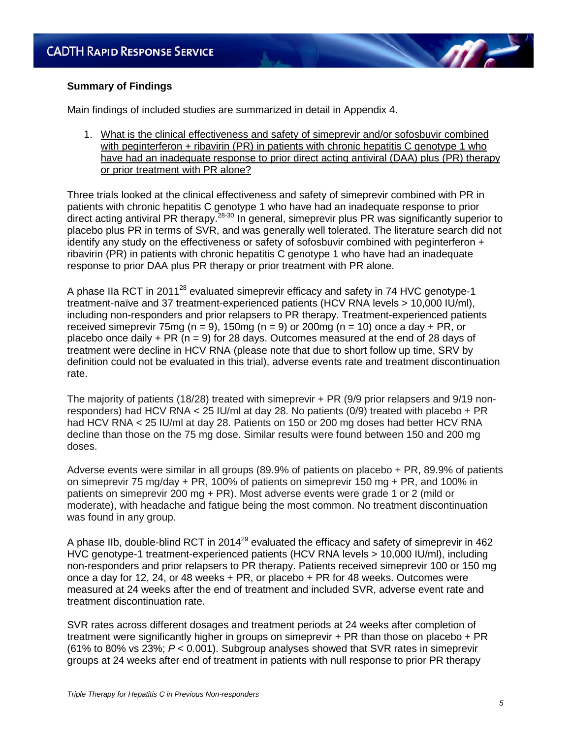### Summary of Findings

Main findings of included studies are summarized in detail in Appendix 4.

1. What is the clinical effectiveness and safety of simeprevir and/or sofosbuvir combined with peginterferon + ribavirin (PR) in patients with chronic hepatitis C genotype 1 who have had an inadequate response to prior direct acting antiviral (DAA) plus (PR) therapy or prior treatment with PR alone?

Three trials looked at the clinical effectiveness and safety of simeprevir combined with PR in patients with chronic hepatitis C genotype 1 who have had an inadequate response to prior direct acting antiviral PR therapy.[28-30] In general, simeprevir plus PR was significantly superior to placebo plus PR in terms of SVR, and was generally well tolerated. The literature search did not identify any study on the effectiveness or safety of sofosbuvir combined with peginterferon + ribavirin (PR) in patients with chronic hepatitis C genotype 1 who have had an inadequate response to prior DAA plus PR therapy or prior treatment with PR alone.

A phase IIa RCT in 2011[28] evaluated simeprevir efficacy and safety in 74 HVC genotype-1 treatment-naïve and 37 treatment-experienced patients (HCV RNA levels > 10,000 IU/ml), including non-responders and prior relapsers to PR therapy. Treatment-experienced patients received simeprevir 75mg (n = 9), 150mg (n = 9) or 200mg (n = 10) once a day + PR, or placebo once daily + PR (n = 9) for 28 days. Outcomes measured at the end of 28 days of treatment were decline in HCV RNA (please note that due to short follow up time, SRV by definition could not be evaluated in this trial), adverse events rate and treatment discontinuation rate.

The majority of patients (18/28) treated with simeprevir + PR (9/9 prior relapsers and 9/19 non-responders) had HCV RNA < 25 IU/ml at day 28. No patients (0/9) treated with placebo + PR had HCV RNA < 25 IU/ml at day 28. Patients on 150 or 200 mg doses had better HCV RNA decline than those on the 75 mg dose. Similar results were found between 150 and 200 mg doses.

Adverse events were similar in all groups (89.9% of patients on placebo + PR, 89.9% of patients on simeprevir 75 mg/day + PR, 100% of patients on simeprevir 150 mg + PR, and 100% in patients on simeprevir 200 mg + PR). Most adverse events were grade 1 or 2 (mild or moderate), with headache and fatigue being the most common. No treatment discontinuation was found in any group.

A phase IIb, double-blind RCT in 2014[29] evaluated the efficacy and safety of simeprevir in 462 HVC genotype-1 treatment-experienced patients (HCV RNA levels > 10,000 IU/ml), including non-responders and prior relapsers to PR therapy. Patients received simeprevir 100 or 150 mg once a day for 12, 24, or 48 weeks + PR, or placebo + PR for 48 weeks. Outcomes were measured at 24 weeks after the end of treatment and included SVR, adverse event rate and treatment discontinuation rate.

SVR rates across different dosages and treatment periods at 24 weeks after completion of treatment were significantly higher in groups on simeprevir + PR than those on placebo + PR (61% to 80% vs 23%; $P < 0.001$). Subgroup analyses showed that SVR rates in simeprevir groups at 24 weeks after end of treatment in patients with null response to prior PR therapy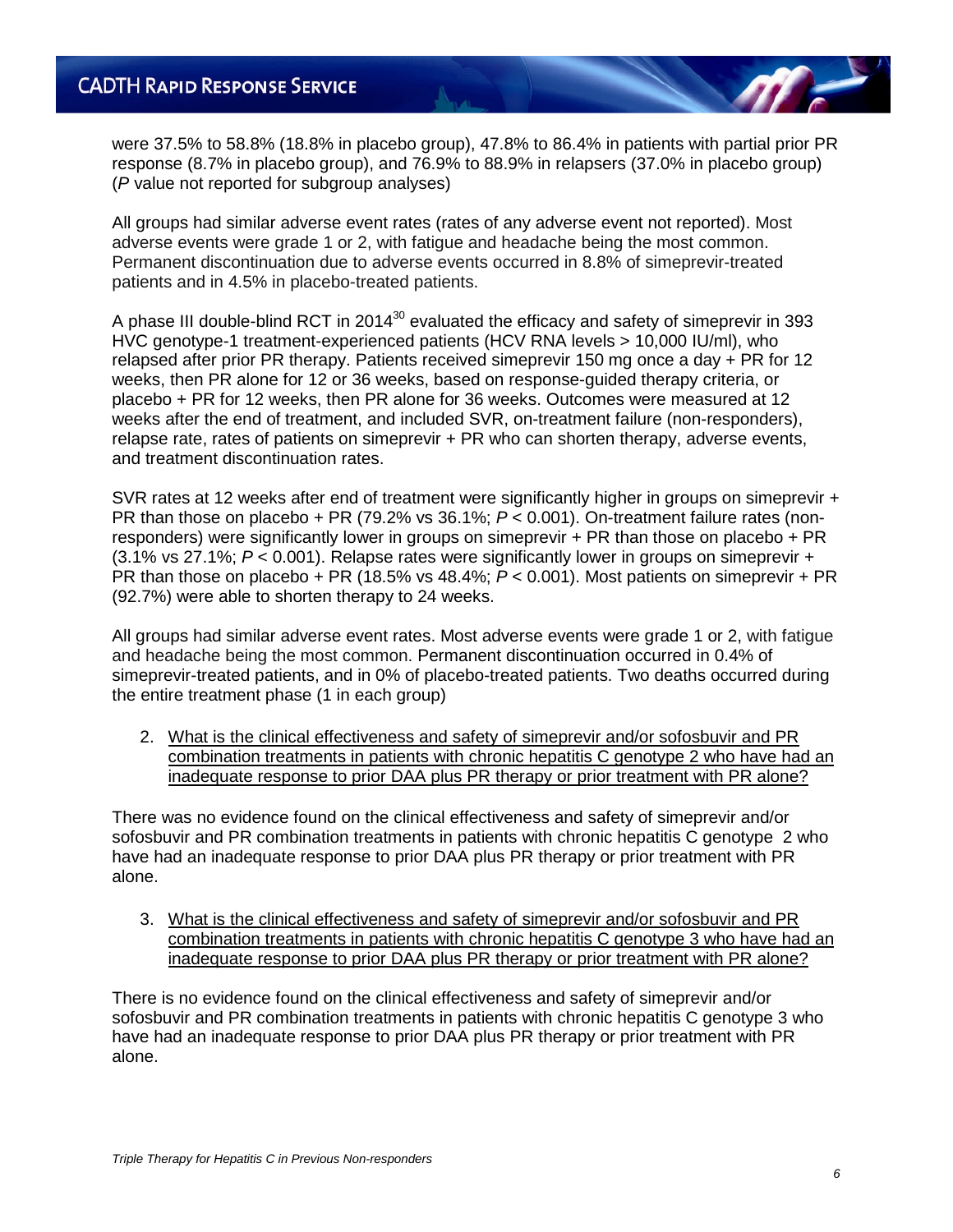were 37.5% to 58.8% (18.8% in placebo group), 47.8% to 86.4% in patients with partial prior PR response (8.7% in placebo group), and 76.9% to 88.9% in relapsers (37.0% in placebo group) (*P* value not reported for subgroup analyses)

All groups had similar adverse event rates (rates of any adverse event not reported). Most adverse events were grade 1 or 2, with fatigue and headache being the most common. Permanent discontinuation due to adverse events occurred in 8.8% of simeprevir-treated patients and in 4.5% in placebo-treated patients.

A phase III double-blind RCT in 2014[30] evaluated the efficacy and safety of simeprevir in 393 HVC genotype-1 treatment-experienced patients (HCV RNA levels > 10,000 IU/ml), who relapsed after prior PR therapy. Patients received simeprevir 150 mg once a day + PR for 12 weeks, then PR alone for 12 or 36 weeks, based on response-guided therapy criteria, or placebo + PR for 12 weeks, then PR alone for 36 weeks. Outcomes were measured at 12 weeks after the end of treatment, and included SVR, on-treatment failure (non-responders), relapse rate, rates of patients on simeprevir + PR who can shorten therapy, adverse events, and treatment discontinuation rates.

SVR rates at 12 weeks after end of treatment were significantly higher in groups on simeprevir + PR than those on placebo + PR (79.2% vs 36.1%; $P < 0.001$). On-treatment failure rates (non-responders) were significantly lower in groups on simeprevir + PR than those on placebo + PR (3.1% vs 27.1%; $P < 0.001$). Relapse rates were significantly lower in groups on simeprevir + PR than those on placebo + PR (18.5% vs 48.4%; $P < 0.001$). Most patients on simeprevir + PR (92.7%) were able to shorten therapy to 24 weeks.

All groups had similar adverse event rates. Most adverse events were grade 1 or 2, with fatigue and headache being the most common. Permanent discontinuation occurred in 0.4% of simeprevir-treated patients, and in 0% of placebo-treated patients. Two deaths occurred during the entire treatment phase (1 in each group)

2. <u>What is the clinical effectiveness and safety of simeprevir and/or sofosbuvir and PR combination treatments in patients with chronic hepatitis C genotype 2 who have had an inadequate response to prior DAA plus PR therapy or prior treatment with PR alone?</u>

There was no evidence found on the clinical effectiveness and safety of simeprevir and/or sofosbuvir and PR combination treatments in patients with chronic hepatitis C genotype 2 who have had an inadequate response to prior DAA plus PR therapy or prior treatment with PR alone.

3. <u>What is the clinical effectiveness and safety of simeprevir and/or sofosbuvir and PR combination treatments in patients with chronic hepatitis C genotype 3 who have had an inadequate response to prior DAA plus PR therapy or prior treatment with PR alone?</u>

There is no evidence found on the clinical effectiveness and safety of simeprevir and/or sofosbuvir and PR combination treatments in patients with chronic hepatitis C genotype 3 who have had an inadequate response to prior DAA plus PR therapy or prior treatment with PR alone.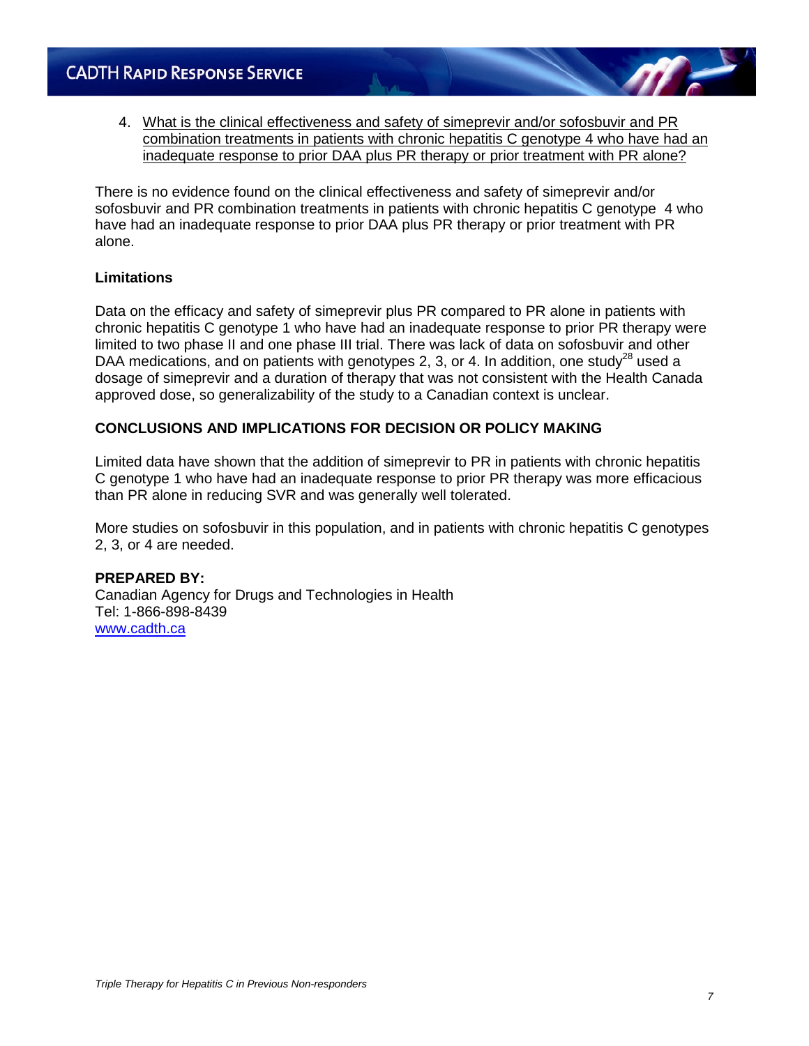4. <u>What is the clinical effectiveness and safety of simeprevir and/or sofosbuvir and PR combination treatments in patients with chronic hepatitis C genotype 4 who have had an inadequate response to prior DAA plus PR therapy or prior treatment with PR alone?</u>

There is no evidence found on the clinical effectiveness and safety of simeprevir and/or sofosbuvir and PR combination treatments in patients with chronic hepatitis C genotype 4 who have had an inadequate response to prior DAA plus PR therapy or prior treatment with PR alone.

### Limitations

Data on the efficacy and safety of simeprevir plus PR compared to PR alone in patients with chronic hepatitis C genotype 1 who have had an inadequate response to prior PR therapy were limited to two phase II and one phase III trial. There was lack of data on sofosbuvir and other DAA medications, and on patients with genotypes 2, 3, or 4. In addition, one study[28] used a dosage of simeprevir and a duration of therapy that was not consistent with the Health Canada approved dose, so generalizability of the study to a Canadian context is unclear.

## CONCLUSIONS AND IMPLICATIONS FOR DECISION OR POLICY MAKING

Limited data have shown that the addition of simeprevir to PR in patients with chronic hepatitis C genotype 1 who have had an inadequate response to prior PR therapy was more efficacious than PR alone in reducing SVR and was generally well tolerated.

More studies on sofosbuvir in this population, and in patients with chronic hepatitis C genotypes 2, 3, or 4 are needed.

**PREPARED BY:**
Canadian Agency for Drugs and Technologies in Health
Tel: 1-866-898-8439
[www.cadth.ca](http://www.cadth.ca)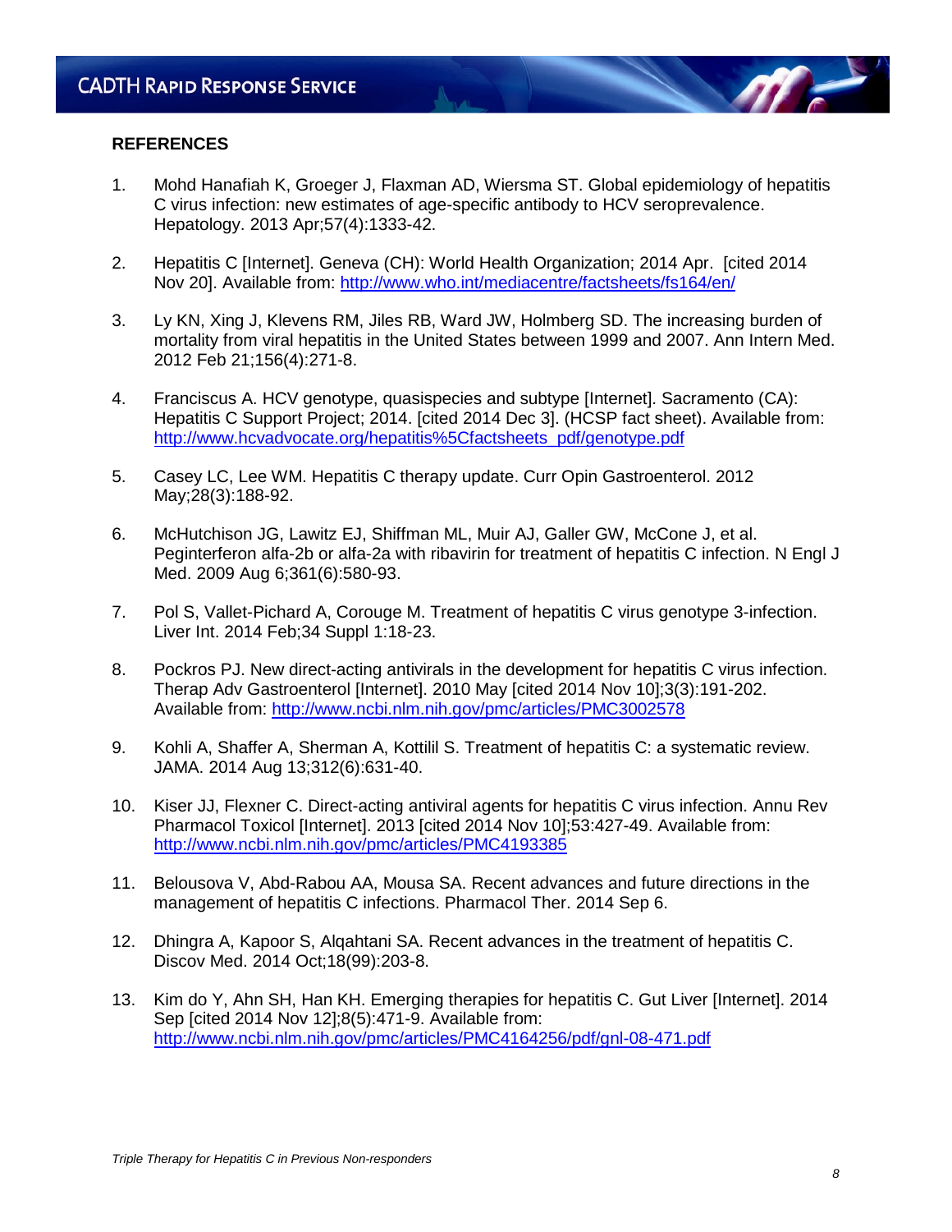## REFERENCES

1. Mohd Hanafiah K, Groeger J, Flaxman AD, Wiersma ST. Global epidemiology of hepatitis C virus infection: new estimates of age-specific antibody to HCV seroprevalence. Hepatology. 2013 Apr;57(4):1333-42.

2. Hepatitis C [Internet]. Geneva (CH): World Health Organization; 2014 Apr. [cited 2014 Nov 20]. Available from: http://www.who.int/mediacentre/factsheets/fs164/en/

3. Ly KN, Xing J, Klevens RM, Jiles RB, Ward JW, Holmberg SD. The increasing burden of mortality from viral hepatitis in the United States between 1999 and 2007. Ann Intern Med. 2012 Feb 21;156(4):271-8.

4. Franciscus A. HCV genotype, quasispecies and subtype [Internet]. Sacramento (CA): Hepatitis C Support Project; 2014. [cited 2014 Dec 3]. (HCSP fact sheet). Available from: http://www.hcvadvocate.org/hepatitis%5Cfactsheets_pdf/genotype.pdf

5. Casey LC, Lee WM. Hepatitis C therapy update. Curr Opin Gastroenterol. 2012 May;28(3):188-92.

6. McHutchison JG, Lawitz EJ, Shiffman ML, Muir AJ, Galler GW, McCone J, et al. Peginterferon alfa-2b or alfa-2a with ribavirin for treatment of hepatitis C infection. N Engl J Med. 2009 Aug 6;361(6):580-93.

7. Pol S, Vallet-Pichard A, Corouge M. Treatment of hepatitis C virus genotype 3-infection. Liver Int. 2014 Feb;34 Suppl 1:18-23.

8. Pockros PJ. New direct-acting antivirals in the development for hepatitis C virus infection. Therap Adv Gastroenterol [Internet]. 2010 May [cited 2014 Nov 10];3(3):191-202. Available from: http://www.ncbi.nlm.nih.gov/pmc/articles/PMC3002578

9. Kohli A, Shaffer A, Sherman A, Kottilil S. Treatment of hepatitis C: a systematic review. JAMA. 2014 Aug 13;312(6):631-40.

10. Kiser JJ, Flexner C. Direct-acting antiviral agents for hepatitis C virus infection. Annu Rev Pharmacol Toxicol [Internet]. 2013 [cited 2014 Nov 10];53:427-49. Available from: http://www.ncbi.nlm.nih.gov/pmc/articles/PMC4193385

11. Belousova V, Abd-Rabou AA, Mousa SA. Recent advances and future directions in the management of hepatitis C infections. Pharmacol Ther. 2014 Sep 6.

12. Dhingra A, Kapoor S, Alqahtani SA. Recent advances in the treatment of hepatitis C. Discov Med. 2014 Oct;18(99):203-8.

13. Kim do Y, Ahn SH, Han KH. Emerging therapies for hepatitis C. Gut Liver [Internet]. 2014 Sep [cited 2014 Nov 12];8(5):471-9. Available from: http://www.ncbi.nlm.nih.gov/pmc/articles/PMC4164256/pdf/gnl-08-471.pdf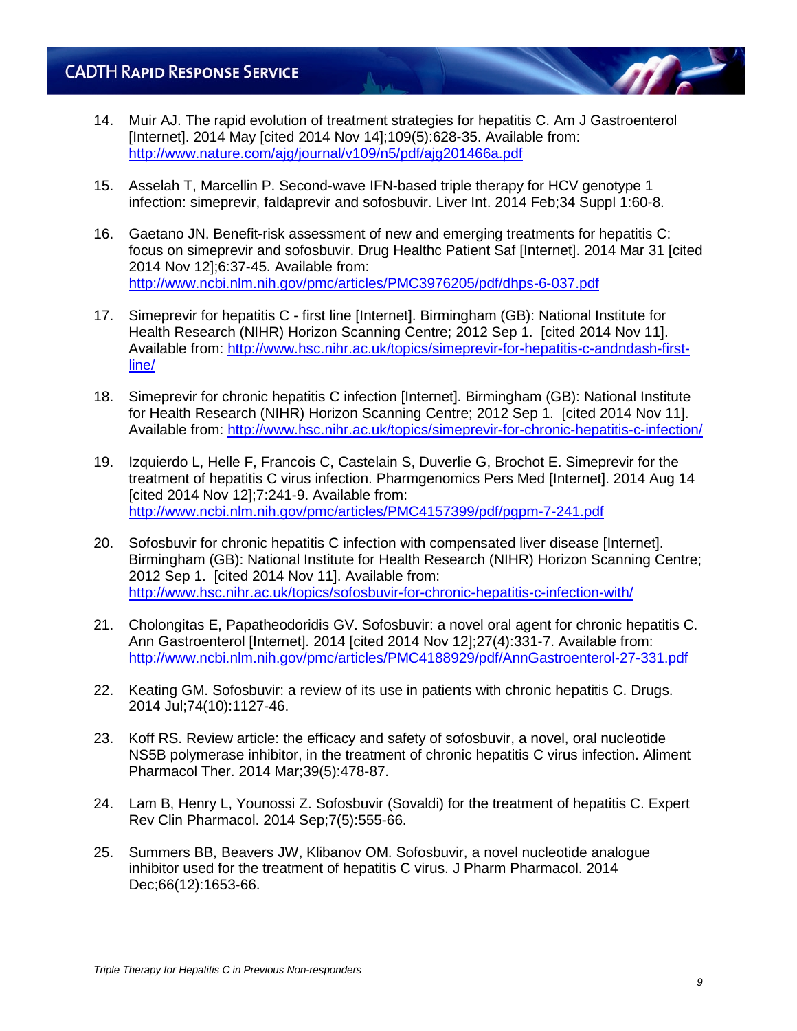14. Muir AJ. The rapid evolution of treatment strategies for hepatitis C. Am J Gastroenterol [Internet]. 2014 May [cited 2014 Nov 14];109(5):628-35. Available from: http://www.nature.com/ajg/journal/v109/n5/pdf/ajg201466a.pdf

15. Asselah T, Marcellin P. Second-wave IFN-based triple therapy for HCV genotype 1 infection: simeprevir, faldaprevir and sofosbuvir. Liver Int. 2014 Feb;34 Suppl 1:60-8.

16. Gaetano JN. Benefit-risk assessment of new and emerging treatments for hepatitis C: focus on simeprevir and sofosbuvir. Drug Healthc Patient Saf [Internet]. 2014 Mar 31 [cited 2014 Nov 12];6:37-45. Available from: http://www.ncbi.nlm.nih.gov/pmc/articles/PMC3976205/pdf/dhps-6-037.pdf

17. Simeprevir for hepatitis C - first line [Internet]. Birmingham (GB): National Institute for Health Research (NIHR) Horizon Scanning Centre; 2012 Sep 1. [cited 2014 Nov 11]. Available from: http://www.hsc.nihr.ac.uk/topics/simeprevir-for-hepatitis-c-andndash-first-line/

18. Simeprevir for chronic hepatitis C infection [Internet]. Birmingham (GB): National Institute for Health Research (NIHR) Horizon Scanning Centre; 2012 Sep 1. [cited 2014 Nov 11]. Available from: http://www.hsc.nihr.ac.uk/topics/simeprevir-for-chronic-hepatitis-c-infection/

19. Izquierdo L, Helle F, Francois C, Castelain S, Duverlie G, Brochot E. Simeprevir for the treatment of hepatitis C virus infection. Pharmgenomics Pers Med [Internet]. 2014 Aug 14 [cited 2014 Nov 12];7:241-9. Available from: http://www.ncbi.nlm.nih.gov/pmc/articles/PMC4157399/pdf/pgpm-7-241.pdf

20. Sofosbuvir for chronic hepatitis C infection with compensated liver disease [Internet]. Birmingham (GB): National Institute for Health Research (NIHR) Horizon Scanning Centre; 2012 Sep 1. [cited 2014 Nov 11]. Available from: http://www.hsc.nihr.ac.uk/topics/sofosbuvir-for-chronic-hepatitis-c-infection-with/

21. Cholongitas E, Papatheodoridis GV. Sofosbuvir: a novel oral agent for chronic hepatitis C. Ann Gastroenterol [Internet]. 2014 [cited 2014 Nov 12];27(4):331-7. Available from: http://www.ncbi.nlm.nih.gov/pmc/articles/PMC4188929/pdf/AnnGastroenterol-27-331.pdf

22. Keating GM. Sofosbuvir: a review of its use in patients with chronic hepatitis C. Drugs. 2014 Jul;74(10):1127-46.

23. Koff RS. Review article: the efficacy and safety of sofosbuvir, a novel, oral nucleotide NS5B polymerase inhibitor, in the treatment of chronic hepatitis C virus infection. Aliment Pharmacol Ther. 2014 Mar;39(5):478-87.

24. Lam B, Henry L, Younossi Z. Sofosbuvir (Sovaldi) for the treatment of hepatitis C. Expert Rev Clin Pharmacol. 2014 Sep;7(5):555-66.

25. Summers BB, Beavers JW, Klibanov OM. Sofosbuvir, a novel nucleotide analogue inhibitor used for the treatment of hepatitis C virus. J Pharm Pharmacol. 2014 Dec;66(12):1653-66.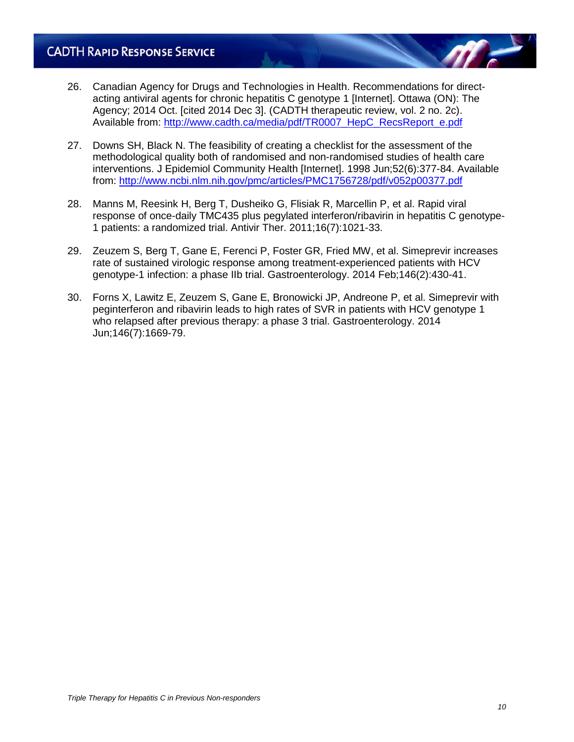26. Canadian Agency for Drugs and Technologies in Health. Recommendations for direct-acting antiviral agents for chronic hepatitis C genotype 1 [Internet]. Ottawa (ON): The Agency; 2014 Oct. [cited 2014 Dec 3]. (CADTH therapeutic review, vol. 2 no. 2c). Available from: http://www.cadth.ca/media/pdf/TR0007_HepC_RecsReport_e.pdf

27. Downs SH, Black N. The feasibility of creating a checklist for the assessment of the methodological quality both of randomised and non-randomised studies of health care interventions. J Epidemiol Community Health [Internet]. 1998 Jun;52(6):377-84. Available from: http://www.ncbi.nlm.nih.gov/pmc/articles/PMC1756728/pdf/v052p00377.pdf

28. Manns M, Reesink H, Berg T, Dusheiko G, Flisiak R, Marcellin P, et al. Rapid viral response of once-daily TMC435 plus pegylated interferon/ribavirin in hepatitis C genotype-1 patients: a randomized trial. Antivir Ther. 2011;16(7):1021-33.

29. Zeuzem S, Berg T, Gane E, Ferenci P, Foster GR, Fried MW, et al. Simeprevir increases rate of sustained virologic response among treatment-experienced patients with HCV genotype-1 infection: a phase IIb trial. Gastroenterology. 2014 Feb;146(2):430-41.

30. Forns X, Lawitz E, Zeuzem S, Gane E, Bronowicki JP, Andreone P, et al. Simeprevir with peginterferon and ribavirin leads to high rates of SVR in patients with HCV genotype 1 who relapsed after previous therapy: a phase 3 trial. Gastroenterology. 2014 Jun;146(7):1669-79.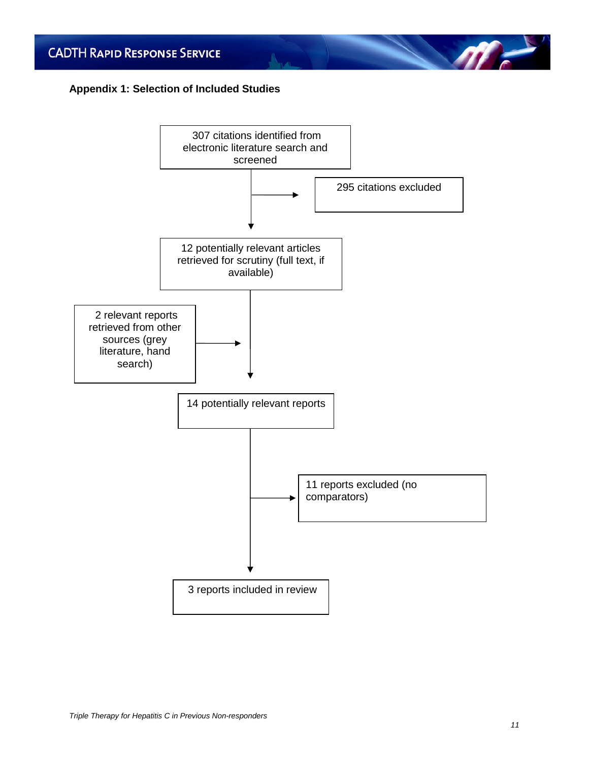## Appendix 1: Selection of Included Studies

307 citations identified from electronic literature search and screened

→ 295 citations excluded

12 potentially relevant articles retrieved for scrutiny (full text, if available)

2 relevant reports retrieved from other sources (grey literature, hand search) →

14 potentially relevant reports

→ 11 reports excluded (no comparators)

3 reports included in review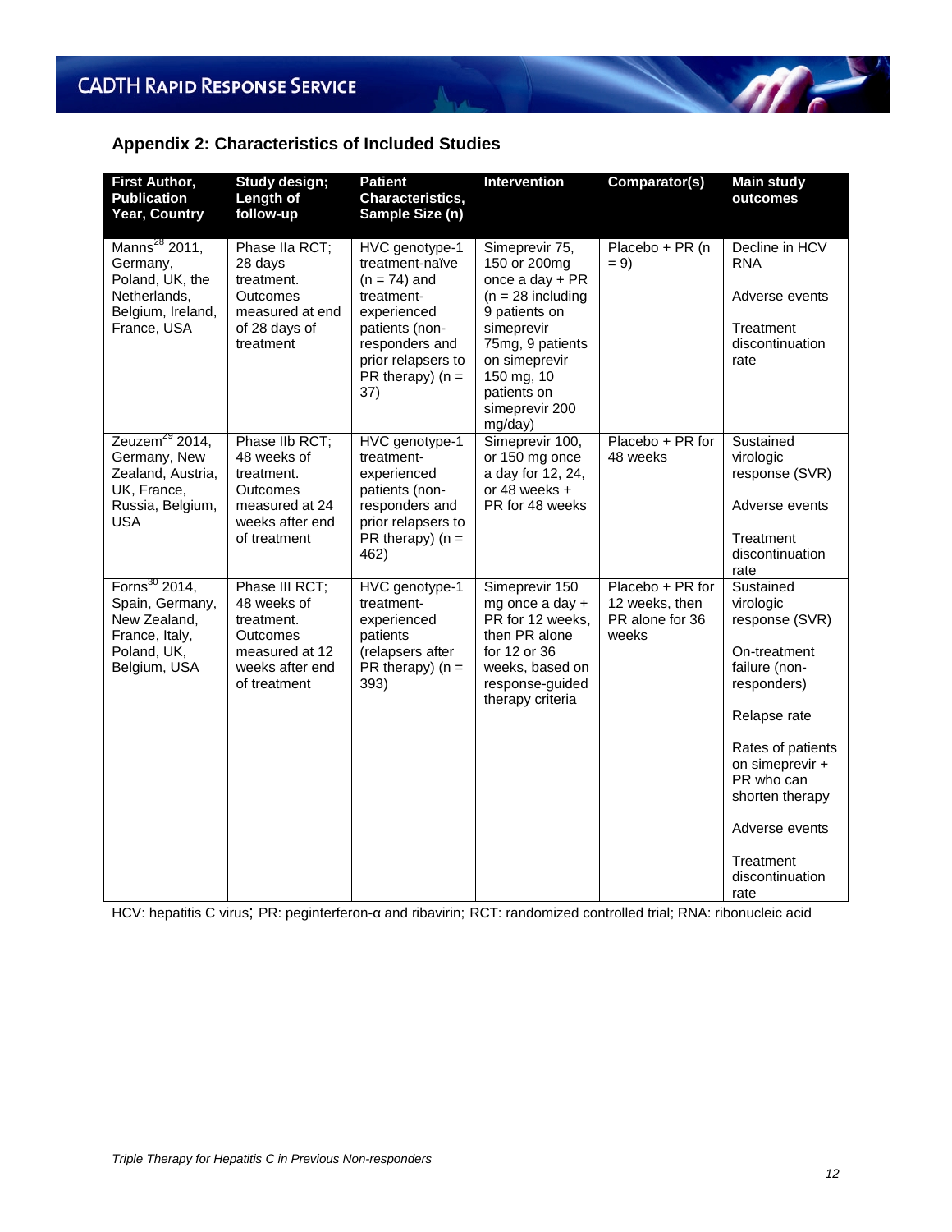## Appendix 2: Characteristics of Included Studies

| First Author, Publication Year, Country | Study design; Length of follow-up | Patient Characteristics, Sample Size (n) | Intervention | Comparator(s) | Main study outcomes |
|---|---|---|---|---|---|
| Manns[28] 2011, Germany, Poland, UK, the Netherlands, Belgium, Ireland, France, USA | Phase IIa RCT; 28 days treatment. Outcomes measured at end of 28 days of treatment | HVC genotype-1 treatment-naïve (n = 74) and treatment-experienced patients (non-responders and prior relapsers to PR therapy) (n = 37) | Simeprevir 75, 150 or 200mg once a day + PR (n = 28 including 9 patients on simeprevir 75mg, 9 patients on simeprevir 150 mg, 10 patients on simeprevir 200 mg/day) | Placebo + PR (n = 9) | Decline in HCV RNA<br><br>Adverse events<br><br>Treatment discontinuation rate |
| Zeuzem[29] 2014, Germany, New Zealand, Austria, UK, France, Russia, Belgium, USA | Phase IIb RCT; 48 weeks of treatment. Outcomes measured at 24 weeks after end of treatment | HVC genotype-1 treatment-experienced patients (non-responders and prior relapsers to PR therapy) (n = 462) | Simeprevir 100, or 150 mg once a day for 12, 24, or 48 weeks + PR for 48 weeks | Placebo + PR for 48 weeks | Sustained virologic response (SVR)<br><br>Adverse events<br><br>Treatment discontinuation rate |
| Forns[30] 2014, Spain, Germany, New Zealand, France, Italy, Poland, UK, Belgium, USA | Phase III RCT; 48 weeks of treatment. Outcomes measured at 12 weeks after end of treatment | HVC genotype-1 treatment-experienced patients (relapsers after PR therapy) (n = 393) | Simeprevir 150 mg once a day + PR for 12 weeks, then PR alone for 12 or 36 weeks, based on response-guided therapy criteria | Placebo + PR for 12 weeks, then PR alone for 36 weeks | Sustained virologic response (SVR)<br><br>On-treatment failure (non-responders)<br><br>Relapse rate<br><br>Rates of patients on simeprevir + PR who can shorten therapy<br><br>Adverse events<br><br>Treatment discontinuation rate |

HCV: hepatitis C virus; PR: peginterferon-α and ribavirin; RCT: randomized controlled trial; RNA: ribonucleic acid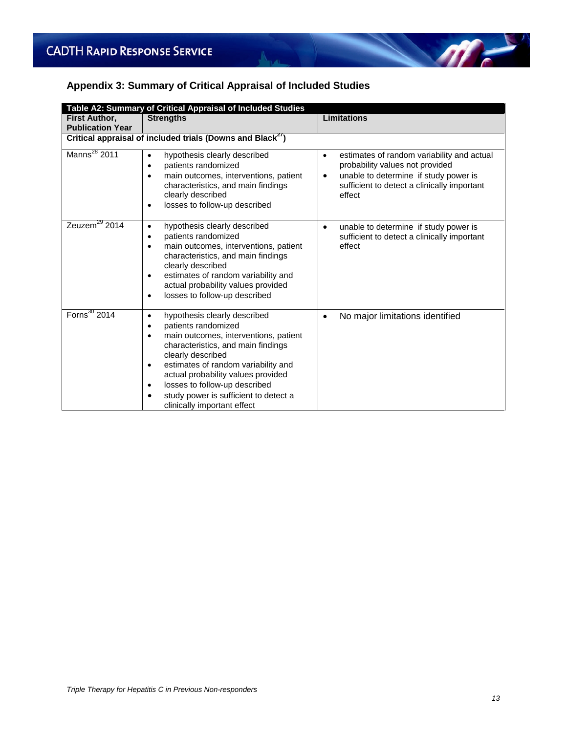## Appendix 3: Summary of Critical Appraisal of Included Studies

| Table A2: Summary of Critical Appraisal of Included Studies | | |
|---|---|---|
| **First Author, Publication Year** | **Strengths** | **Limitations** |
| **Critical appraisal of included trials (Downs and Black[27])** | | |
| Manns[28] 2011 | • hypothesis clearly described<br>• patients randomized<br>• main outcomes, interventions, patient characteristics, and main findings clearly described<br>• losses to follow-up described | • estimates of random variability and actual probability values not provided<br>• unable to determine if study power is sufficient to detect a clinically important effect |
| Zeuzem[29] 2014 | • hypothesis clearly described<br>• patients randomized<br>• main outcomes, interventions, patient characteristics, and main findings clearly described<br>• estimates of random variability and actual probability values provided<br>• losses to follow-up described | • unable to determine if study power is sufficient to detect a clinically important effect |
| Forns[30] 2014 | • hypothesis clearly described<br>• patients randomized<br>• main outcomes, interventions, patient characteristics, and main findings clearly described<br>• estimates of random variability and actual probability values provided<br>• losses to follow-up described<br>• study power is sufficient to detect a clinically important effect | • No major limitations identified |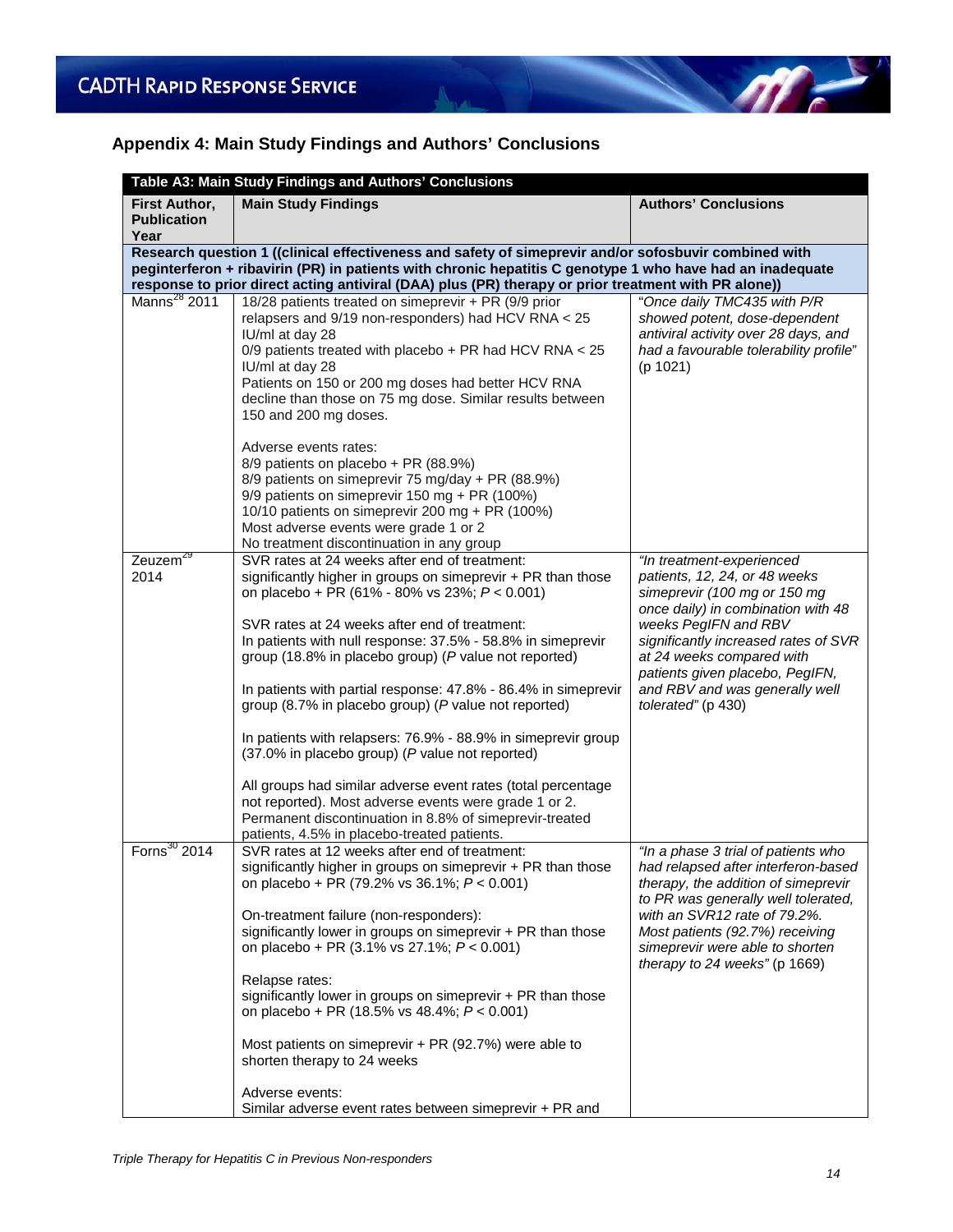## Appendix 4: Main Study Findings and Authors' Conclusions

**Table A3: Main Study Findings and Authors' Conclusions**

| First Author, Publication Year | Main Study Findings | Authors' Conclusions |
|---|---|---|
| **Research question 1 ((clinical effectiveness and safety of simeprevir and/or sofosbuvir combined with peginterferon + ribavirin (PR) in patients with chronic hepatitis C genotype 1 who have had an inadequate response to prior direct acting antiviral (DAA) plus (PR) therapy or prior treatment with PR alone))** | | |
| Manns[28] 2011 | 18/28 patients treated on simeprevir + PR (9/9 prior relapsers and 9/19 non-responders) had HCV RNA < 25 IU/ml at day 28<br>0/9 patients treated with placebo + PR had HCV RNA < 25 IU/ml at day 28<br>Patients on 150 or 200 mg doses had better HCV RNA decline than those on 75 mg dose. Similar results between 150 and 200 mg doses.<br><br>Adverse events rates:<br>8/9 patients on placebo + PR (88.9%)<br>8/9 patients on simeprevir 75 mg/day + PR (88.9%)<br>9/9 patients on simeprevir 150 mg + PR (100%)<br>10/10 patients on simeprevir 200 mg + PR (100%)<br>Most adverse events were grade 1 or 2<br>No treatment discontinuation in any group | "*Once daily TMC435 with P/R showed potent, dose-dependent antiviral activity over 28 days, and had a favourable tolerability profile*" (p 1021) |
| Zeuzem[29] 2014 | SVR rates at 24 weeks after end of treatment:<br>significantly higher in groups on simeprevir + PR than those on placebo + PR (61% - 80% vs 23%; *P* < 0.001)<br><br>SVR rates at 24 weeks after end of treatment:<br>In patients with null response: 37.5% - 58.8% in simeprevir group (18.8% in placebo group) (*P* value not reported)<br><br>In patients with partial response: 47.8% - 86.4% in simeprevir group (8.7% in placebo group) (*P* value not reported)<br><br>In patients with relapsers: 76.9% - 88.9% in simeprevir group (37.0% in placebo group) (*P* value not reported)<br><br>All groups had similar adverse event rates (total percentage not reported). Most adverse events were grade 1 or 2.<br>Permanent discontinuation in 8.8% of simeprevir-treated patients, 4.5% in placebo-treated patients. | "*In treatment-experienced patients, 12, 24, or 48 weeks simeprevir (100 mg or 150 mg once daily) in combination with 48 weeks PegIFN and RBV significantly increased rates of SVR at 24 weeks compared with patients given placebo, PegIFN, and RBV and was generally well tolerated*" (p 430) |
| Forns[30] 2014 | SVR rates at 12 weeks after end of treatment:<br>significantly higher in groups on simeprevir + PR than those on placebo + PR (79.2% vs 36.1%; *P* < 0.001)<br><br>On-treatment failure (non-responders):<br>significantly lower in groups on simeprevir + PR than those on placebo + PR (3.1% vs 27.1%; *P* < 0.001)<br><br>Relapse rates:<br>significantly lower in groups on simeprevir + PR than those on placebo + PR (18.5% vs 48.4%; *P* < 0.001)<br><br>Most patients on simeprevir + PR (92.7%) were able to shorten therapy to 24 weeks<br><br>Adverse events:<br>Similar adverse event rates between simeprevir + PR and | "*In a phase 3 trial of patients who had relapsed after interferon-based therapy, the addition of simeprevir to PR was generally well tolerated, with an SVR12 rate of 79.2%. Most patients (92.7%) receiving simeprevir were able to shorten therapy to 24 weeks*" (p 1669) |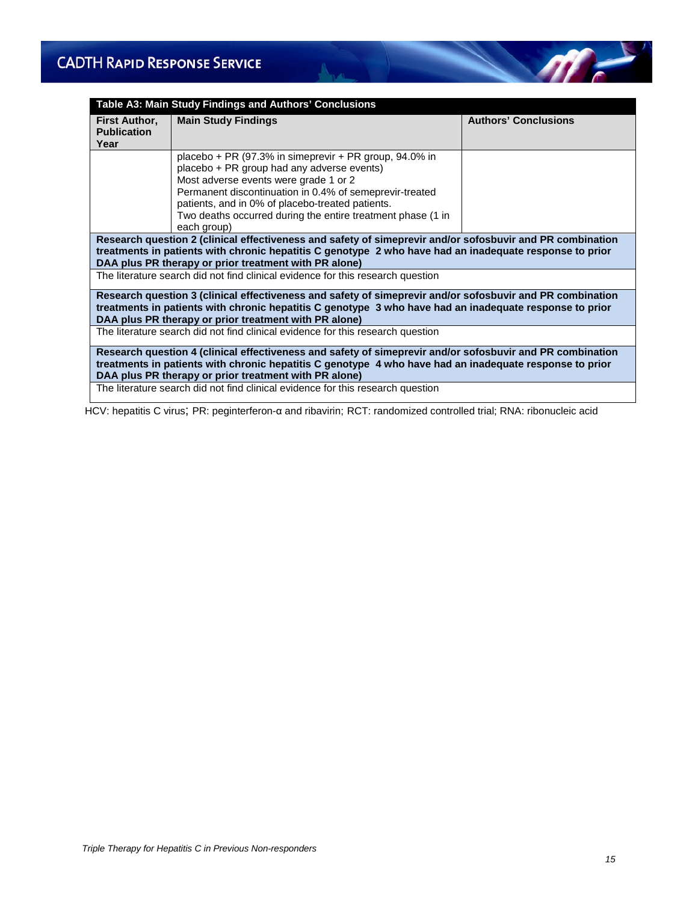**Table A3: Main Study Findings and Authors' Conclusions**

| First Author, Publication Year | Main Study Findings | Authors' Conclusions |
|---|---|---|
| | placebo + PR (97.3% in simeprevir + PR group, 94.0% in placebo + PR group had any adverse events)<br>Most adverse events were grade 1 or 2<br>Permanent discontinuation in 0.4% of semeprevir-treated patients, and in 0% of placebo-treated patients.<br>Two deaths occurred during the entire treatment phase (1 in each group) | |
| **Research question 2 (clinical effectiveness and safety of simeprevir and/or sofosbuvir and PR combination treatments in patients with chronic hepatitis C genotype 2 who have had an inadequate response to prior DAA plus PR therapy or prior treatment with PR alone)** | | |
| The literature search did not find clinical evidence for this research question | | |
| **Research question 3 (clinical effectiveness and safety of simeprevir and/or sofosbuvir and PR combination treatments in patients with chronic hepatitis C genotype 3 who have had an inadequate response to prior DAA plus PR therapy or prior treatment with PR alone)** | | |
| The literature search did not find clinical evidence for this research question | | |
| **Research question 4 (clinical effectiveness and safety of simeprevir and/or sofosbuvir and PR combination treatments in patients with chronic hepatitis C genotype 4 who have had an inadequate response to prior DAA plus PR therapy or prior treatment with PR alone)** | | |
| The literature search did not find clinical evidence for this research question | | |

HCV: hepatitis C virus; PR: peginterferon-α and ribavirin; RCT: randomized controlled trial; RNA: ribonucleic acid